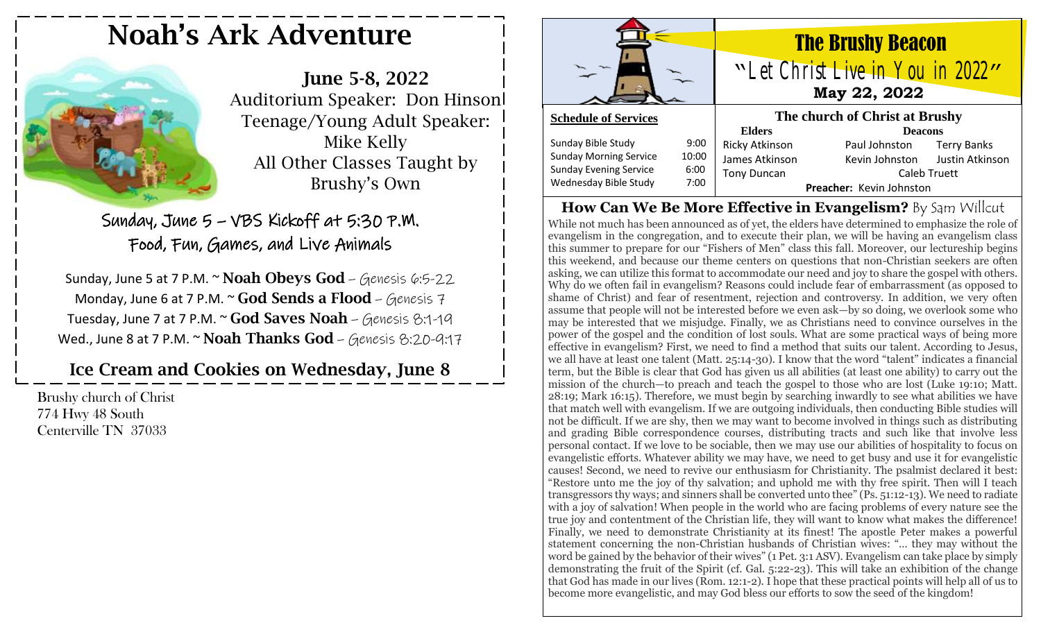# Noah's Ark Adventure

**June 5-8, 2022**

Auditorium Speaker: Don Hinson

Teenage/Young Adult Speaker: Mike Kelly

All Other Classes Taught by Brushy's Own

## Sunday, June 5 – VBS Kickoff at 5:30 P.M.

## Food, Fun, Games, and Live Animals

Sunday, June 5 at 7 P.M. ~ **Noah Obeys God** – Genesis 6:5-22

Monday, June 6 at 7 P.M. ~ **God Sends a Flood** – Genesis 7

Tuesday, June 7 at 7 P.M. ~ **God Saves Noah** – Genesis 8:1-19

Wed., June 8 at 7 P.M. ~ **Noah Thanks God** – Genesis 8:20-9:17

## Ice Cream and Cookies on Wednesday, June 8

Brushy church of Christ
774 Hwy 48 South
Centerville TN 37033

# The Brushy Beacon

## "Let Christ Live in You in 2022"

**May 22, 2022**

**Schedule of Services**

| | |
|---|---|
| Sunday Bible Study | 9:00 |
| Sunday Morning Service | 10:00 |
| Sunday Evening Service | 6:00 |
| Wednesday Bible Study | 7:00 |

**The church of Christ at Brushy**

| Elders | Deacons | |
|---|---|---|
| Ricky Atkinson | Paul Johnston | Terry Banks |
| James Atkinson | Kevin Johnston | Justin Atkinson |
| Tony Duncan | Caleb Truett | |

**Preacher:** Kevin Johnston

## How Can We Be More Effective in Evangelism? By Sam Willcut

While not much has been announced as of yet, the elders have determined to emphasize the role of evangelism in the congregation, and to execute their plan, we will be having an evangelism class this summer to prepare for our "Fishers of Men" class this fall. Moreover, our lectureship begins this weekend, and because our theme centers on questions that non-Christian seekers are often asking, we can utilize this format to accommodate our need and joy to share the gospel with others. Why do we often fail in evangelism? Reasons could include fear of embarrassment (as opposed to shame of Christ) and fear of resentment, rejection and controversy. In addition, we very often assume that people will not be interested before we even ask—by so doing, we overlook some who may be interested that we misjudge. Finally, we as Christians need to convince ourselves in the power of the gospel and the condition of lost souls. What are some practical ways of being more effective in evangelism? First, we need to find a method that suits our talent. According to Jesus, we all have at least one talent (Matt. 25:14-30). I know that the word "talent" indicates a financial term, but the Bible is clear that God has given us all abilities (at least one ability) to carry out the mission of the church—to preach and teach the gospel to those who are lost (Luke 19:10; Matt. 28:19; Mark 16:15). Therefore, we must begin by searching inwardly to see what abilities we have that match well with evangelism. If we are outgoing individuals, then conducting Bible studies will not be difficult. If we are shy, then we may want to become involved in things such as distributing and grading Bible correspondence courses, distributing tracts and such like that involve less personal contact. If we love to be sociable, then we may use our abilities of hospitality to focus on evangelistic efforts. Whatever ability we may have, we need to get busy and use it for evangelistic causes! Second, we need to revive our enthusiasm for Christianity. The psalmist declared it best: "Restore unto me the joy of thy salvation; and uphold me with thy free spirit. Then will I teach transgressors thy ways; and sinners shall be converted unto thee" (Ps. 51:12-13). We need to radiate with a joy of salvation! When people in the world who are facing problems of every nature see the true joy and contentment of the Christian life, they will want to know what makes the difference! Finally, we need to demonstrate Christianity at its finest! The apostle Peter makes a powerful statement concerning the non-Christian husbands of Christian wives: "… they may without the word be gained by the behavior of their wives" (1 Pet. 3:1 ASV). Evangelism can take place by simply demonstrating the fruit of the Spirit (cf. Gal. 5:22-23). This will take an exhibition of the change that God has made in our lives (Rom. 12:1-2). I hope that these practical points will help all of us to become more evangelistic, and may God bless our efforts to sow the seed of the kingdom!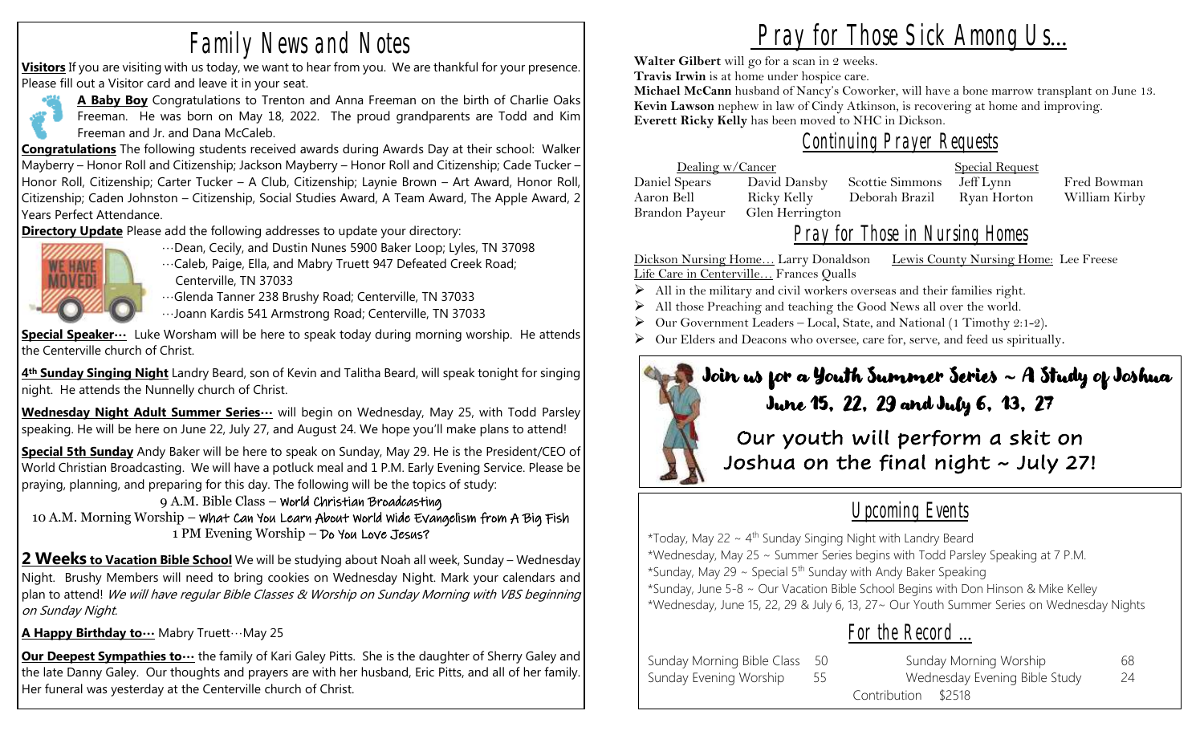# Family News and Notes

**Visitors** If you are visiting with us today, we want to hear from you. We are thankful for your presence. Please fill out a Visitor card and leave it in your seat.

**A Baby Boy** Congratulations to Trenton and Anna Freeman on the birth of Charlie Oaks Freeman. He was born on May 18, 2022. The proud grandparents are Todd and Kim Freeman and Jr. and Dana McCaleb.

**Congratulations** The following students received awards during Awards Day at their school: Walker Mayberry – Honor Roll and Citizenship; Jackson Mayberry – Honor Roll and Citizenship; Cade Tucker – Honor Roll, Citizenship; Carter Tucker – A Club, Citizenship; Laynie Brown – Art Award, Honor Roll, Citizenship; Caden Johnston – Citizenship, Social Studies Award, A Team Award, The Apple Award, 2 Years Perfect Attendance.

**Directory Update** Please add the following addresses to update your directory:

…Dean, Cecily, and Dustin Nunes 5900 Baker Loop; Lyles, TN 37098
…Caleb, Paige, Ella, and Mabry Truett 947 Defeated Creek Road; Centerville, TN 37033
…Glenda Tanner 238 Brushy Road; Centerville, TN 37033
…Joann Kardis 541 Armstrong Road; Centerville, TN 37033

**Special Speaker…** Luke Worsham will be here to speak today during morning worship. He attends the Centerville church of Christ.

**4th Sunday Singing Night** Landry Beard, son of Kevin and Talitha Beard, will speak tonight for singing night. He attends the Nunnelly church of Christ.

**Wednesday Night Adult Summer Series…** will begin on Wednesday, May 25, with Todd Parsley speaking. He will be here on June 22, July 27, and August 24. We hope you'll make plans to attend!

**Special 5th Sunday** Andy Baker will be here to speak on Sunday, May 29. He is the President/CEO of World Christian Broadcasting. We will have a potluck meal and 1 P.M. Early Evening Service. Please be praying, planning, and preparing for this day. The following will be the topics of study:

9 A.M. Bible Class – World Christian Broadcasting
10 A.M. Morning Worship – What Can You Learn About World Wide Evangelism from A Big Fish
1 PM Evening Worship – Do You Love Jesus?

**2 Weeks to Vacation Bible School** We will be studying about Noah all week, Sunday – Wednesday Night. Brushy Members will need to bring cookies on Wednesday Night. Mark your calendars and plan to attend! *We will have regular Bible Classes & Worship on Sunday Morning with VBS beginning on Sunday Night.*

**A Happy Birthday to…** Mabry Truett…May 25

**Our Deepest Sympathies to…** the family of Kari Galey Pitts. She is the daughter of Sherry Galey and the late Danny Galey. Our thoughts and prayers are with her husband, Eric Pitts, and all of her family. Her funeral was yesterday at the Centerville church of Christ.

# Pray for Those Sick Among Us…

**Walter Gilbert** will go for a scan in 2 weeks.
**Travis Irwin** is at home under hospice care.
**Michael McCann** husband of Nancy's Coworker, will have a bone marrow transplant on June 13.
**Kevin Lawson** nephew in law of Cindy Atkinson, is recovering at home and improving.
**Everett Ricky Kelly** has been moved to NHC in Dickson.

## Continuing Prayer Requests

| Dealing w/Cancer | | | Special Request | |
|---|---|---|---|---|
| Daniel Spears | David Dansby | Scottie Simmons | Jeff Lynn | Fred Bowman |
| Aaron Bell | Ricky Kelly | Deborah Brazil | Ryan Horton | William Kirby |
| Brandon Payeur | Glen Herrington | | | |

## Pray for Those in Nursing Homes

Dickson Nursing Home… Larry Donaldson    Lewis County Nursing Home: Lee Freese
Life Care in Centerville… Frances Qualls

- All in the military and civil workers overseas and their families right.
- All those Preaching and teaching the Good News all over the world.
- Our Government Leaders – Local, State, and National (1 Timothy 2:1-2).
- Our Elders and Deacons who oversee, care for, serve, and feed us spiritually.

## Join us for a Youth Summer Series ~ A Study of Joshua

**June 15, 22, 29 and July 6, 13, 27**

Our youth will perform a skit on Joshua on the final night ~ July 27!

## Upcoming Events

*Today, May 22 ~ 4th Sunday Singing Night with Landry Beard
*Wednesday, May 25 ~ Summer Series begins with Todd Parsley Speaking at 7 P.M.
*Sunday, May 29 ~ Special 5th Sunday with Andy Baker Speaking
*Sunday, June 5-8 ~ Our Vacation Bible School Begins with Don Hinson & Mike Kelley
*Wednesday, June 15, 22, 29 & July 6, 13, 27~ Our Youth Summer Series on Wednesday Nights

## For the Record …

| | | | |
|---|---|---|---|
| Sunday Morning Bible Class | 50 | Sunday Morning Worship | 68 |
| Sunday Evening Worship | 55 | Wednesday Evening Bible Study | 24 |

Contribution $2518